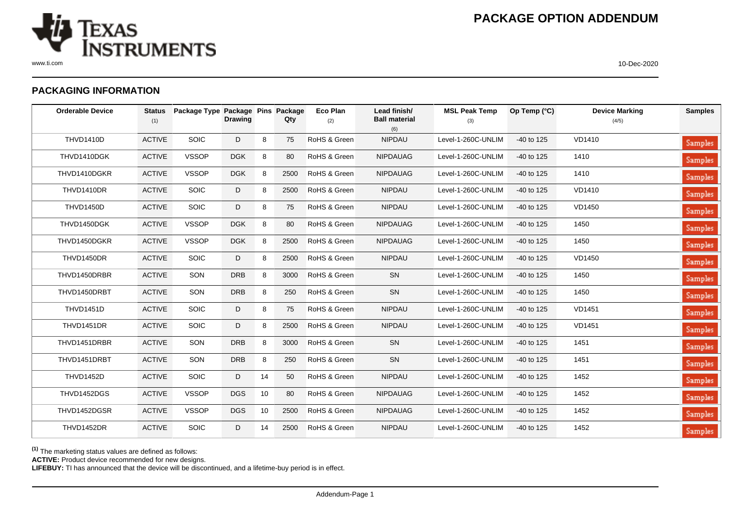# PACKAGE OPTION ADDENDUM

10-Dec-2020

## PACKAGING INFORMATION

| Orderable Device | Status (1) | Package Type | Package Drawing | Pins | Package Qty | Eco Plan (2) | Lead finish/ Ball material (6) | MSL Peak Temp (3) | Op Temp (°C) | Device Marking (4/5) | Samples |
|---|---|---|---|---|---|---|---|---|---|---|---|
| THVD1410D | ACTIVE | SOIC | D | 8 | 75 | RoHS & Green | NIPDAU | Level-1-260C-UNLIM | -40 to 125 | VD1410 | Samples |
| THVD1410DGK | ACTIVE | VSSOP | DGK | 8 | 80 | RoHS & Green | NIPDAUAG | Level-1-260C-UNLIM | -40 to 125 | 1410 | Samples |
| THVD1410DGKR | ACTIVE | VSSOP | DGK | 8 | 2500 | RoHS & Green | NIPDAUAG | Level-1-260C-UNLIM | -40 to 125 | 1410 | Samples |
| THVD1410DR | ACTIVE | SOIC | D | 8 | 2500 | RoHS & Green | NIPDAU | Level-1-260C-UNLIM | -40 to 125 | VD1410 | Samples |
| THVD1450D | ACTIVE | SOIC | D | 8 | 75 | RoHS & Green | NIPDAU | Level-1-260C-UNLIM | -40 to 125 | VD1450 | Samples |
| THVD1450DGK | ACTIVE | VSSOP | DGK | 8 | 80 | RoHS & Green | NIPDAUAG | Level-1-260C-UNLIM | -40 to 125 | 1450 | Samples |
| THVD1450DGKR | ACTIVE | VSSOP | DGK | 8 | 2500 | RoHS & Green | NIPDAUAG | Level-1-260C-UNLIM | -40 to 125 | 1450 | Samples |
| THVD1450DR | ACTIVE | SOIC | D | 8 | 2500 | RoHS & Green | NIPDAU | Level-1-260C-UNLIM | -40 to 125 | VD1450 | Samples |
| THVD1450DRBR | ACTIVE | SON | DRB | 8 | 3000 | RoHS & Green | SN | Level-1-260C-UNLIM | -40 to 125 | 1450 | Samples |
| THVD1450DRBT | ACTIVE | SON | DRB | 8 | 250 | RoHS & Green | SN | Level-1-260C-UNLIM | -40 to 125 | 1450 | Samples |
| THVD1451D | ACTIVE | SOIC | D | 8 | 75 | RoHS & Green | NIPDAU | Level-1-260C-UNLIM | -40 to 125 | VD1451 | Samples |
| THVD1451DR | ACTIVE | SOIC | D | 8 | 2500 | RoHS & Green | NIPDAU | Level-1-260C-UNLIM | -40 to 125 | VD1451 | Samples |
| THVD1451DRBR | ACTIVE | SON | DRB | 8 | 3000 | RoHS & Green | SN | Level-1-260C-UNLIM | -40 to 125 | 1451 | Samples |
| THVD1451DRBT | ACTIVE | SON | DRB | 8 | 250 | RoHS & Green | SN | Level-1-260C-UNLIM | -40 to 125 | 1451 | Samples |
| THVD1452D | ACTIVE | SOIC | D | 14 | 50 | RoHS & Green | NIPDAU | Level-1-260C-UNLIM | -40 to 125 | 1452 | Samples |
| THVD1452DGS | ACTIVE | VSSOP | DGS | 10 | 80 | RoHS & Green | NIPDAUAG | Level-1-260C-UNLIM | -40 to 125 | 1452 | Samples |
| THVD1452DGSR | ACTIVE | VSSOP | DGS | 10 | 2500 | RoHS & Green | NIPDAUAG | Level-1-260C-UNLIM | -40 to 125 | 1452 | Samples |
| THVD1452DR | ACTIVE | SOIC | D | 14 | 2500 | RoHS & Green | NIPDAU | Level-1-260C-UNLIM | -40 to 125 | 1452 | Samples |

[1] The marketing status values are defined as follows:
**ACTIVE:** Product device recommended for new designs.
**LIFEBUY:** TI has announced that the device will be discontinued, and a lifetime-buy period is in effect.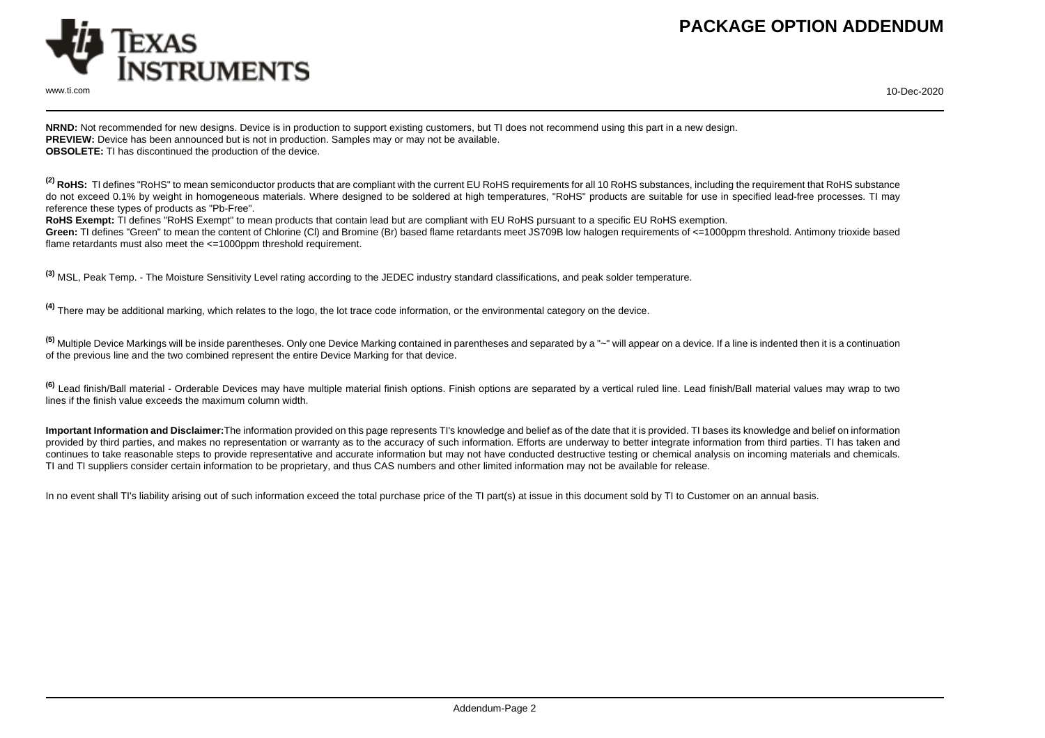**NRND:** Not recommended for new designs. Device is in production to support existing customers, but TI does not recommend using this part in a new design.
**PREVIEW:** Device has been announced but is not in production. Samples may or may not be available.
**OBSOLETE:** TI has discontinued the production of the device.

[(2)] **RoHS:** TI defines "RoHS" to mean semiconductor products that are compliant with the current EU RoHS requirements for all 10 RoHS substances, including the requirement that RoHS substance do not exceed 0.1% by weight in homogeneous materials. Where designed to be soldered at high temperatures, "RoHS" products are suitable for use in specified lead-free processes. TI may reference these types of products as "Pb-Free".
**RoHS Exempt:** TI defines "RoHS Exempt" to mean products that contain lead but are compliant with EU RoHS pursuant to a specific EU RoHS exemption.
**Green:** TI defines "Green" to mean the content of Chlorine (Cl) and Bromine (Br) based flame retardants meet JS709B low halogen requirements of <=1000ppm threshold. Antimony trioxide based flame retardants must also meet the <=1000ppm threshold requirement.

[(3)] MSL, Peak Temp. - The Moisture Sensitivity Level rating according to the JEDEC industry standard classifications, and peak solder temperature.

[(4)] There may be additional marking, which relates to the logo, the lot trace code information, or the environmental category on the device.

[(5)] Multiple Device Markings will be inside parentheses. Only one Device Marking contained in parentheses and separated by a "~" will appear on a device. If a line is indented then it is a continuation of the previous line and the two combined represent the entire Device Marking for that device.

[(6)] Lead finish/Ball material - Orderable Devices may have multiple material finish options. Finish options are separated by a vertical ruled line. Lead finish/Ball material values may wrap to two lines if the finish value exceeds the maximum column width.

**Important Information and Disclaimer:**The information provided on this page represents TI's knowledge and belief as of the date that it is provided. TI bases its knowledge and belief on information provided by third parties, and makes no representation or warranty as to the accuracy of such information. Efforts are underway to better integrate information from third parties. TI has taken and continues to take reasonable steps to provide representative and accurate information but may not have conducted destructive testing or chemical analysis on incoming materials and chemicals. TI and TI suppliers consider certain information to be proprietary, and thus CAS numbers and other limited information may not be available for release.

In no event shall TI's liability arising out of such information exceed the total purchase price of the TI part(s) at issue in this document sold by TI to Customer on an annual basis.